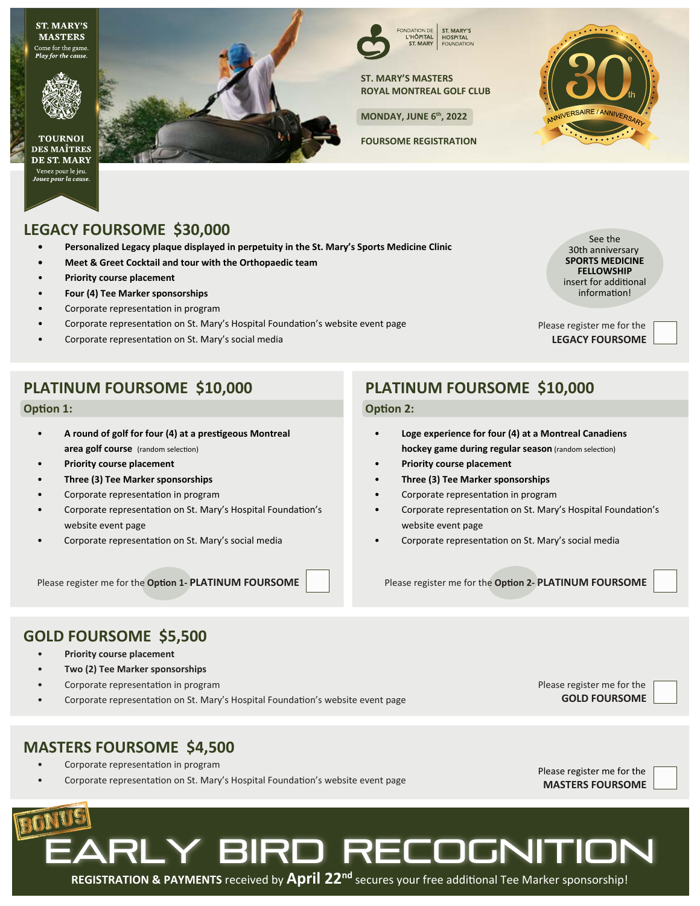ST. MARY'S MASTERS
Come for the game.
*Play for the cause.*

TOURNOI DES MAÎTRES DE ST. MARY
Venez pour le jeu.
*Jouez pour la cause.*

FONDATION DE L'HÔPITAL ST. MARY | ST. MARY'S HOSPITAL FOUNDATION

**ST. MARY'S MASTERS**
**ROYAL MONTREAL GOLF CLUB**

**MONDAY, JUNE 6th, 2022**

**FOURSOME REGISTRATION**

30e / 30th ANNIVERSAIRE / ANNIVERSARY

## LEGACY FOURSOME $30,000

- **Personalized Legacy plaque displayed in perpetuity in the St. Mary's Sports Medicine Clinic**
- **Meet & Greet Cocktail and tour with the Orthopaedic team**
- **Priority course placement**
- **Four (4) Tee Marker sponsorships**
- Corporate representation in program
- Corporate representation on St. Mary's Hospital Foundation's website event page
- Corporate representation on St. Mary's social media

See the 30th anniversary **SPORTS MEDICINE FELLOWSHIP** insert for additional information!

Please register me for the **LEGACY FOURSOME** ☐

## PLATINUM FOURSOME $10,000

### Option 1:

- **A round of golf for four (4) at a prestigeous Montreal area golf course** (random selection)
- **Priority course placement**
- **Three (3) Tee Marker sponsorships**
- Corporate representation in program
- Corporate representation on St. Mary's Hospital Foundation's website event page
- Corporate representation on St. Mary's social media

Please register me for the **Option 1- PLATINUM FOURSOME** ☐

## PLATINUM FOURSOME $10,000

### Option 2:

- **Loge experience for four (4) at a Montreal Canadiens hockey game during regular season** (random selection)
- **Priority course placement**
- **Three (3) Tee Marker sponsorships**
- Corporate representation in program
- Corporate representation on St. Mary's Hospital Foundation's website event page
- Corporate representation on St. Mary's social media

Please register me for the **Option 2- PLATINUM FOURSOME** ☐

## GOLD FOURSOME $5,500

- **Priority course placement**
- **Two (2) Tee Marker sponsorships**
- Corporate representation in program
- Corporate representation on St. Mary's Hospital Foundation's website event page

Please register me for the **GOLD FOURSOME** ☐

## MASTERS FOURSOME $4,500

- Corporate representation in program
- Corporate representation on St. Mary's Hospital Foundation's website event page

Please register me for the **MASTERS FOURSOME** ☐

**BONUS**

# EARLY BIRD RECOGNITION

**REGISTRATION & PAYMENTS** received by **April 22nd** secures your free additional Tee Marker sponsorship!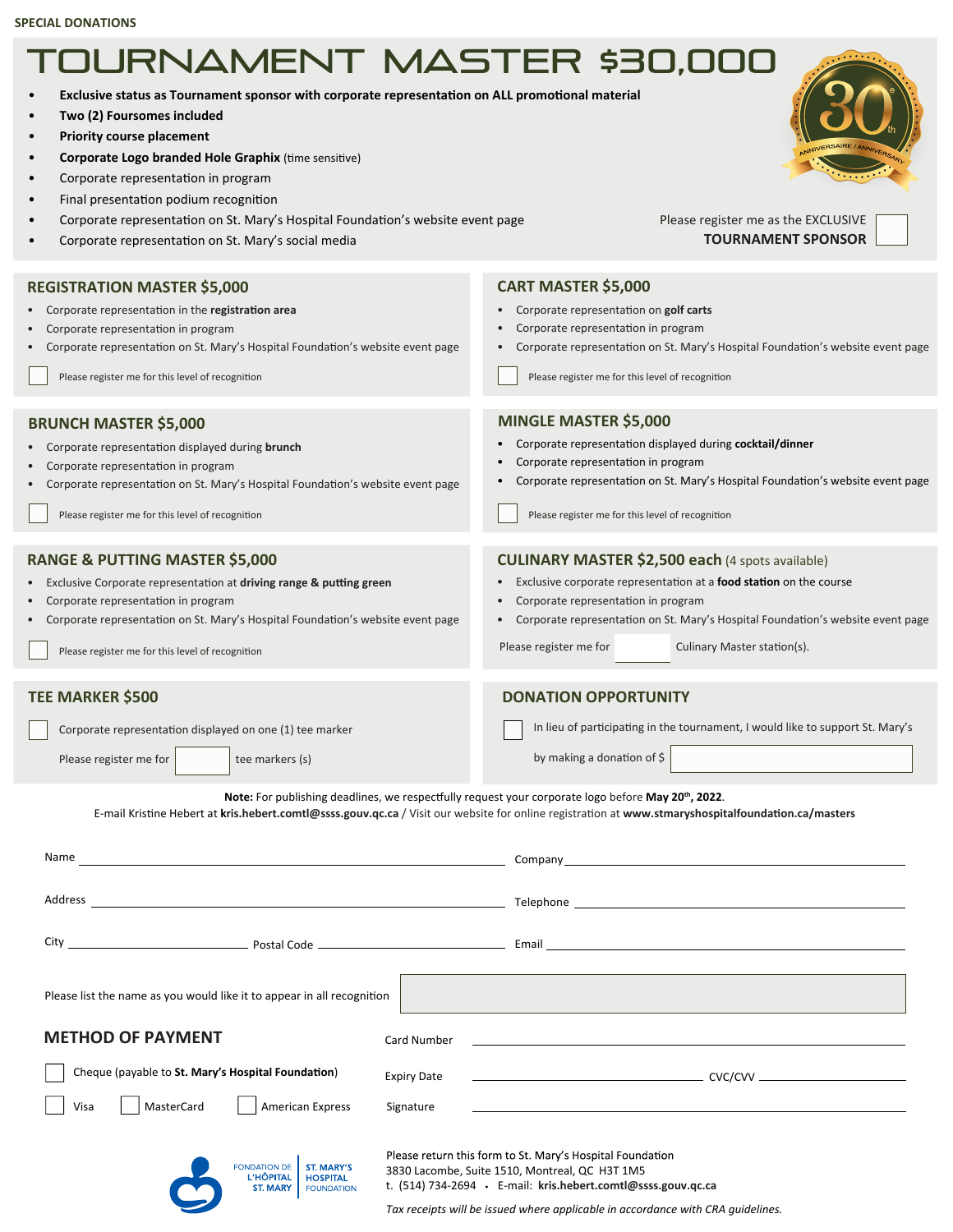SPECIAL DONATIONS

# TOURNAMENT MASTER $30,000

- **Exclusive status as Tournament sponsor with corporate representation on ALL promotional material**
- **Two (2) Foursomes included**
- **Priority course placement**
- **Corporate Logo branded Hole Graphix** (time sensitive)
- Corporate representation in program
- Final presentation podium recognition
- Corporate representation on St. Mary's Hospital Foundation's website event page
- Corporate representation on St. Mary's social media

30e / th ANNIVERSAIRE / ANNIVERSARY

Please register me as the EXCLUSIVE **TOURNAMENT SPONSOR** ☐

## REGISTRATION MASTER $5,000

- Corporate representation in the **registration area**
- Corporate representation in program
- Corporate representation on St. Mary's Hospital Foundation's website event page

☐ Please register me for this level of recognition

## CART MASTER $5,000

- Corporate representation on **golf carts**
- Corporate representation in program
- Corporate representation on St. Mary's Hospital Foundation's website event page

☐ Please register me for this level of recognition

## BRUNCH MASTER $5,000

- Corporate representation displayed during **brunch**
- Corporate representation in program
- Corporate representation on St. Mary's Hospital Foundation's website event page

☐ Please register me for this level of recognition

## MINGLE MASTER $5,000

- Corporate representation displayed during **cocktail/dinner**
- Corporate representation in program
- Corporate representation on St. Mary's Hospital Foundation's website event page

☐ Please register me for this level of recognition

## RANGE & PUTTING MASTER $5,000

- Exclusive Corporate representation at **driving range & putting green**
- Corporate representation in program
- Corporate representation on St. Mary's Hospital Foundation's website event page

☐ Please register me for this level of recognition

## CULINARY MASTER $2,500 each (4 spots available)

- Exclusive corporate representation at a **food station** on the course
- Corporate representation in program
- Corporate representation on St. Mary's Hospital Foundation's website event page

Please register me for ______ Culinary Master station(s).

## TEE MARKER $500

☐ Corporate representation displayed on one (1) tee marker

Please register me for ______ tee markers (s)

## DONATION OPPORTUNITY

☐ In lieu of participating in the tournament, I would like to support St. Mary's by making a donation of $ ______

**Note:** For publishing deadlines, we respectfully request your corporate logo before **May 20th, 2022**.
E-mail Kristine Hebert at **kris.hebert.comtl@ssss.gouv.qc.ca** / Visit our website for online registration at **www.stmaryshospitalfoundation.ca/masters**

Name ______________________ Company ______________________

Address ______________________ Telephone ______________________

City ____________ Postal Code ____________ Email ______________________

Please list the name as you would like it to appear in all recognition ______________________

## METHOD OF PAYMENT

☐ Cheque (payable to **St. Mary's Hospital Foundation**)

☐ Visa ☐ MasterCard ☐ American Express

Card Number ______________________

Expiry Date ______________ CVC/CVV ________

Signature ______________________

FONDATION DE L'HÔPITAL ST. MARY | ST. MARY'S HOSPITAL FOUNDATION

Please return this form to St. Mary's Hospital Foundation
3830 Lacombe, Suite 1510, Montreal, QC H3T 1M5
t. (514) 734-2694 • E-mail: **kris.hebert.comtl@ssss.gouv.qc.ca**

*Tax receipts will be issued where applicable in accordance with CRA guidelines.*